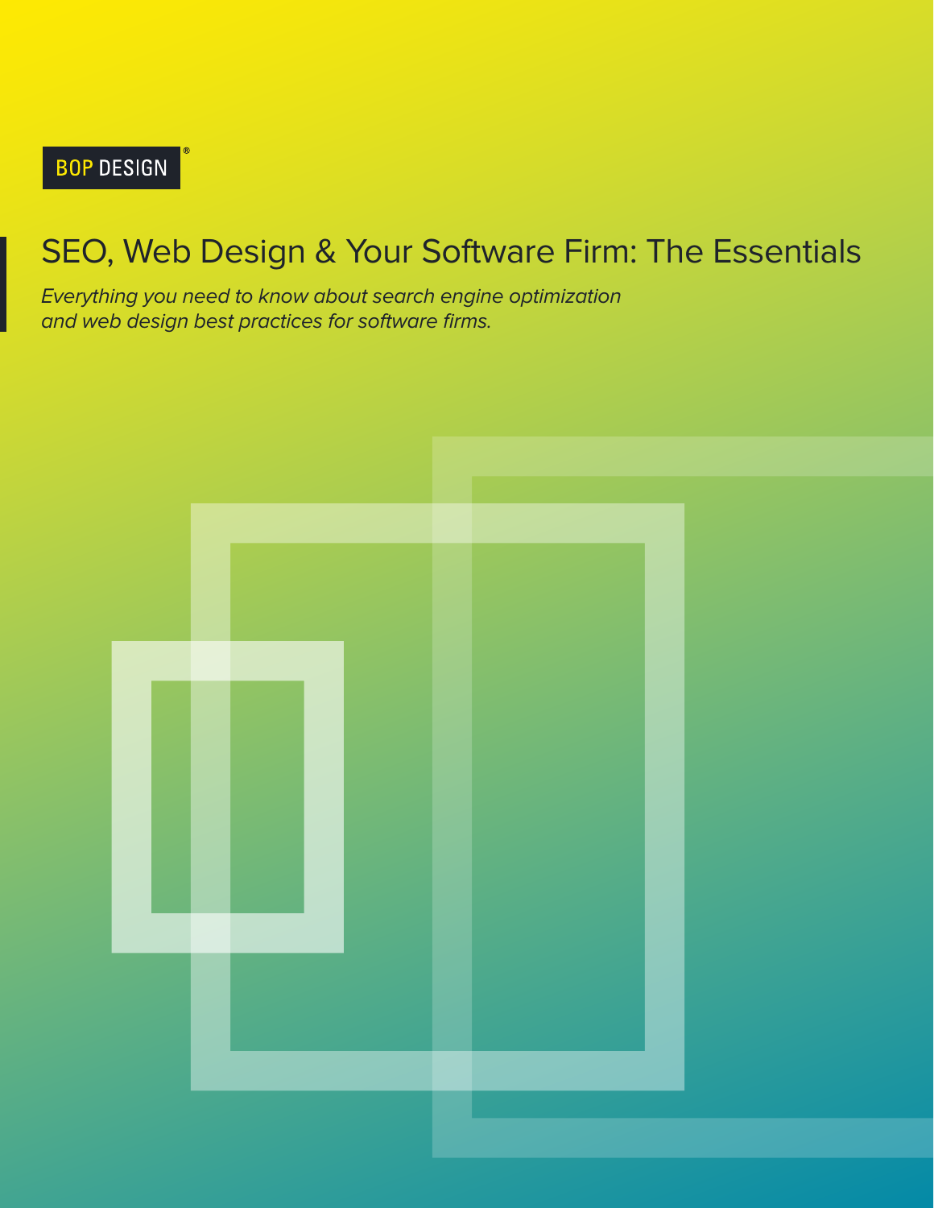BOP DESIGN®

# SEO, Web Design & Your Software Firm: The Essentials

*Everything you need to know about search engine optimization and web design best practices for software firms.*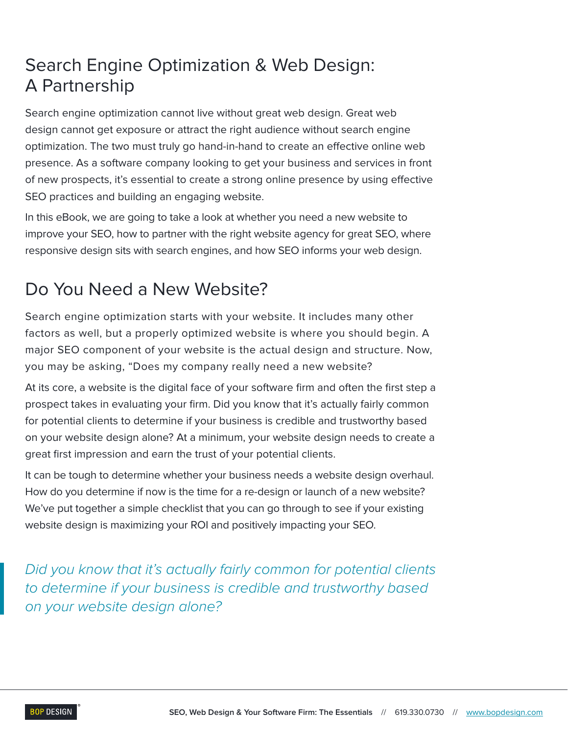# Search Engine Optimization & Web Design: A Partnership

Search engine optimization cannot live without great web design. Great web design cannot get exposure or attract the right audience without search engine optimization. The two must truly go hand-in-hand to create an effective online web presence. As a software company looking to get your business and services in front of new prospects, it's essential to create a strong online presence by using effective SEO practices and building an engaging website.

In this eBook, we are going to take a look at whether you need a new website to improve your SEO, how to partner with the right website agency for great SEO, where responsive design sits with search engines, and how SEO informs your web design.

## Do You Need a New Website?

Search engine optimization starts with your website. It includes many other factors as well, but a properly optimized website is where you should begin. A major SEO component of your website is the actual design and structure. Now, you may be asking, "Does my company really need a new website?

At its core, a website is the digital face of your software firm and often the first step a prospect takes in evaluating your firm. Did you know that it's actually fairly common for potential clients to determine if your business is credible and trustworthy based on your website design alone? At a minimum, your website design needs to create a great first impression and earn the trust of your potential clients.

It can be tough to determine whether your business needs a website design overhaul. How do you determine if now is the time for a re-design or launch of a new website? We've put together a simple checklist that you can go through to see if your existing website design is maximizing your ROI and positively impacting your SEO.

> *Did you know that it's actually fairly common for potential clients to determine if your business is credible and trustworthy based on your website design alone?*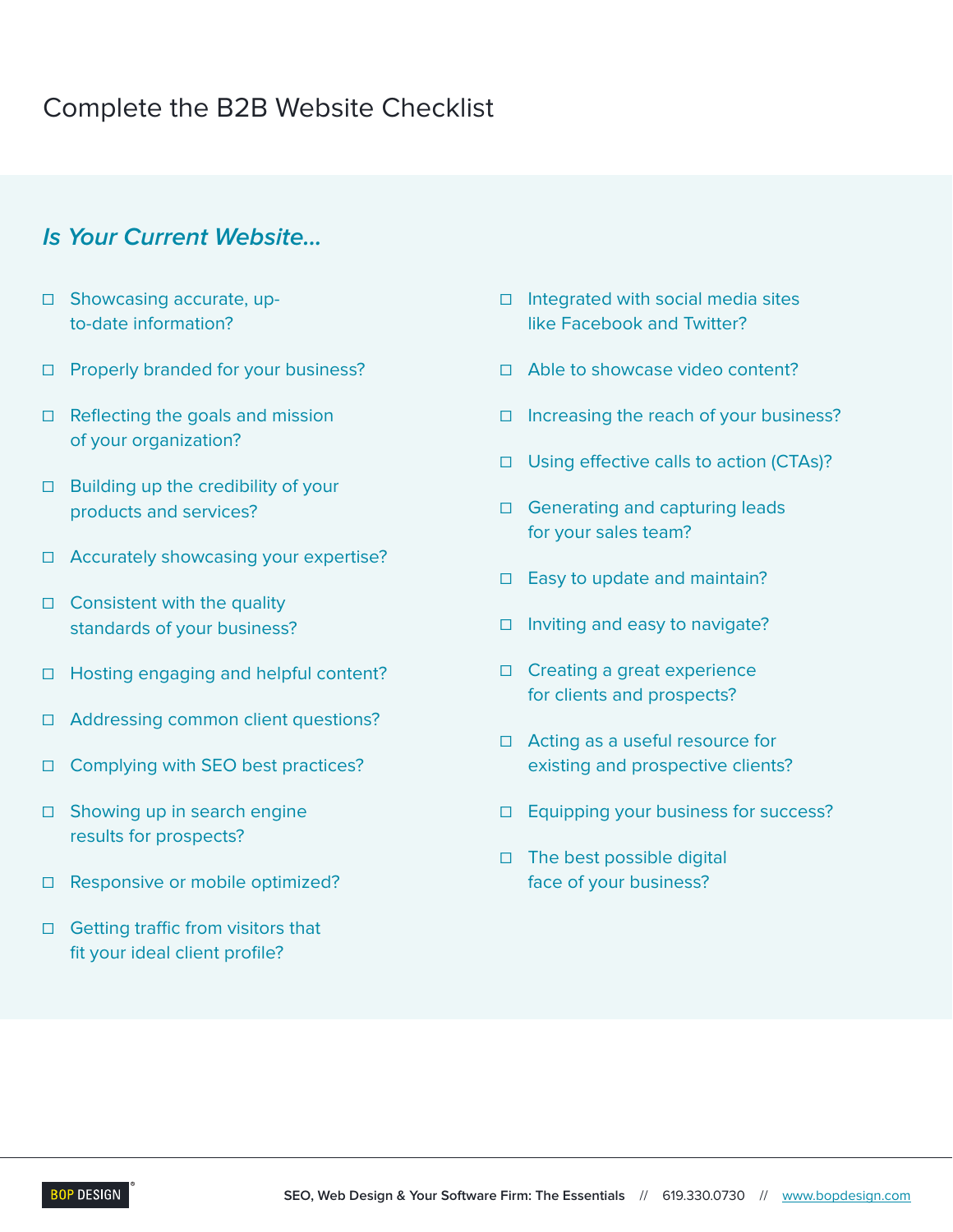# Complete the B2B Website Checklist

## *Is Your Current Website…*

- ☐ Showcasing accurate, up-to-date information?
- ☐ Properly branded for your business?
- ☐ Reflecting the goals and mission of your organization?
- ☐ Building up the credibility of your products and services?
- ☐ Accurately showcasing your expertise?
- ☐ Consistent with the quality standards of your business?
- ☐ Hosting engaging and helpful content?
- ☐ Addressing common client questions?
- ☐ Complying with SEO best practices?
- ☐ Showing up in search engine results for prospects?
- ☐ Responsive or mobile optimized?
- ☐ Getting traffic from visitors that fit your ideal client profile?
- ☐ Integrated with social media sites like Facebook and Twitter?
- ☐ Able to showcase video content?
- ☐ Increasing the reach of your business?
- ☐ Using effective calls to action (CTAs)?
- ☐ Generating and capturing leads for your sales team?
- ☐ Easy to update and maintain?
- ☐ Inviting and easy to navigate?
- ☐ Creating a great experience for clients and prospects?
- ☐ Acting as a useful resource for existing and prospective clients?
- ☐ Equipping your business for success?
- ☐ The best possible digital face of your business?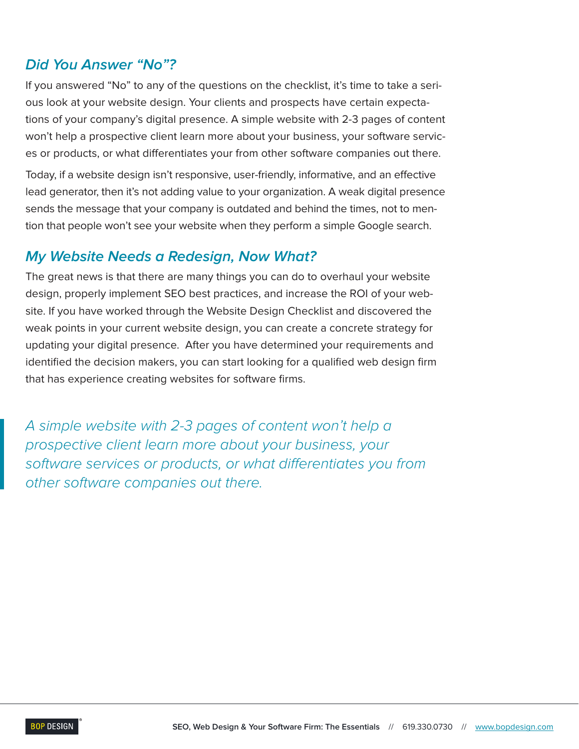## *Did You Answer "No"?*

If you answered "No" to any of the questions on the checklist, it's time to take a serious look at your website design. Your clients and prospects have certain expectations of your company's digital presence. A simple website with 2-3 pages of content won't help a prospective client learn more about your business, your software services or products, or what differentiates your from other software companies out there.

Today, if a website design isn't responsive, user-friendly, informative, and an effective lead generator, then it's not adding value to your organization. A weak digital presence sends the message that your company is outdated and behind the times, not to mention that people won't see your website when they perform a simple Google search.

## *My Website Needs a Redesign, Now What?*

The great news is that there are many things you can do to overhaul your website design, properly implement SEO best practices, and increase the ROI of your website. If you have worked through the Website Design Checklist and discovered the weak points in your current website design, you can create a concrete strategy for updating your digital presence. After you have determined your requirements and identified the decision makers, you can start looking for a qualified web design firm that has experience creating websites for software firms.

> *A simple website with 2-3 pages of content won't help a prospective client learn more about your business, your software services or products, or what differentiates you from other software companies out there.*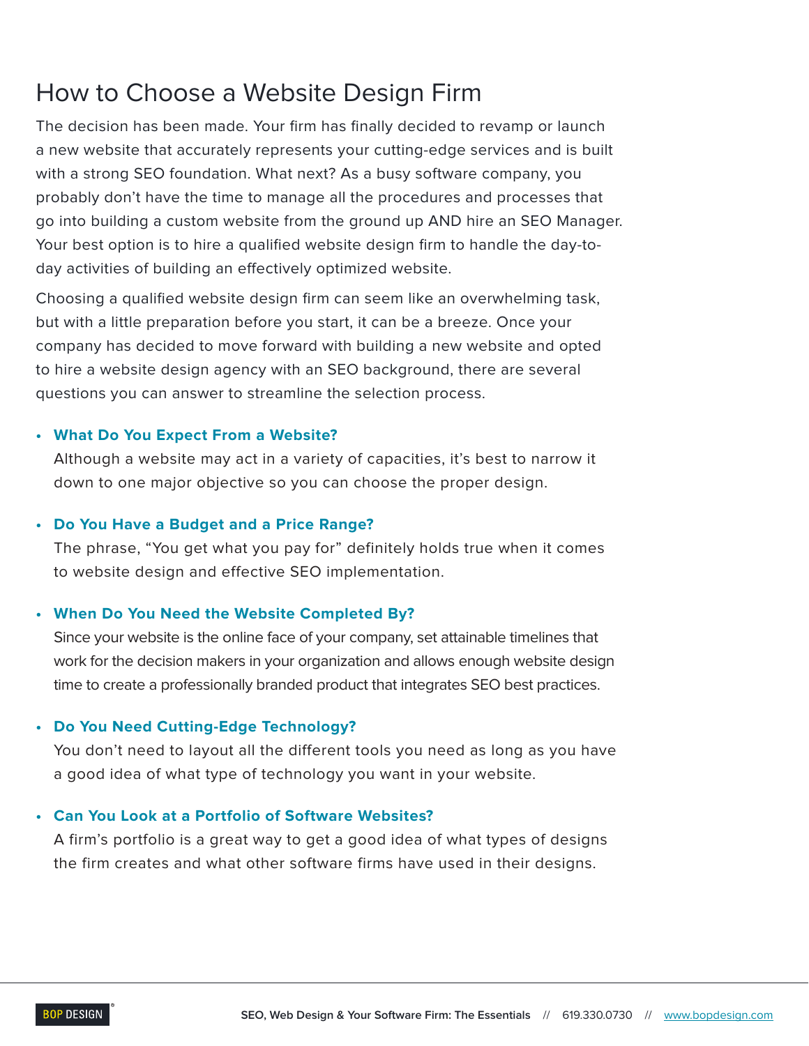# How to Choose a Website Design Firm

The decision has been made. Your firm has finally decided to revamp or launch a new website that accurately represents your cutting-edge services and is built with a strong SEO foundation. What next? As a busy software company, you probably don't have the time to manage all the procedures and processes that go into building a custom website from the ground up AND hire an SEO Manager. Your best option is to hire a qualified website design firm to handle the day-to-day activities of building an effectively optimized website.

Choosing a qualified website design firm can seem like an overwhelming task, but with a little preparation before you start, it can be a breeze. Once your company has decided to move forward with building a new website and opted to hire a website design agency with an SEO background, there are several questions you can answer to streamline the selection process.

- **What Do You Expect From a Website?**
  Although a website may act in a variety of capacities, it's best to narrow it down to one major objective so you can choose the proper design.

- **Do You Have a Budget and a Price Range?**
  The phrase, "You get what you pay for" definitely holds true when it comes to website design and effective SEO implementation.

- **When Do You Need the Website Completed By?**
  Since your website is the online face of your company, set attainable timelines that work for the decision makers in your organization and allows enough website design time to create a professionally branded product that integrates SEO best practices.

- **Do You Need Cutting-Edge Technology?**
  You don't need to layout all the different tools you need as long as you have a good idea of what type of technology you want in your website.

- **Can You Look at a Portfolio of Software Websites?**
  A firm's portfolio is a great way to get a good idea of what types of designs the firm creates and what other software firms have used in their designs.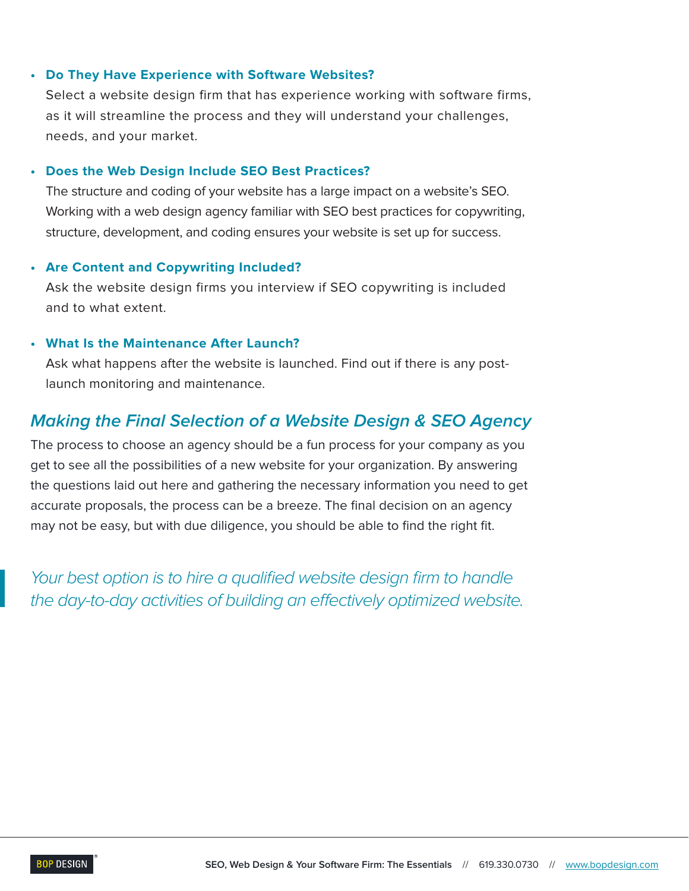- **Do They Have Experience with Software Websites?**
  Select a website design firm that has experience working with software firms, as it will streamline the process and they will understand your challenges, needs, and your market.

- **Does the Web Design Include SEO Best Practices?**
  The structure and coding of your website has a large impact on a website's SEO. Working with a web design agency familiar with SEO best practices for copywriting, structure, development, and coding ensures your website is set up for success.

- **Are Content and Copywriting Included?**
  Ask the website design firms you interview if SEO copywriting is included and to what extent.

- **What Is the Maintenance After Launch?**
  Ask what happens after the website is launched. Find out if there is any post-launch monitoring and maintenance.

## *Making the Final Selection of a Website Design & SEO Agency*

The process to choose an agency should be a fun process for your company as you get to see all the possibilities of a new website for your organization. By answering the questions laid out here and gathering the necessary information you need to get accurate proposals, the process can be a breeze. The final decision on an agency may not be easy, but with due diligence, you should be able to find the right fit.

> *Your best option is to hire a qualified website design firm to handle the day-to-day activities of building an effectively optimized website.*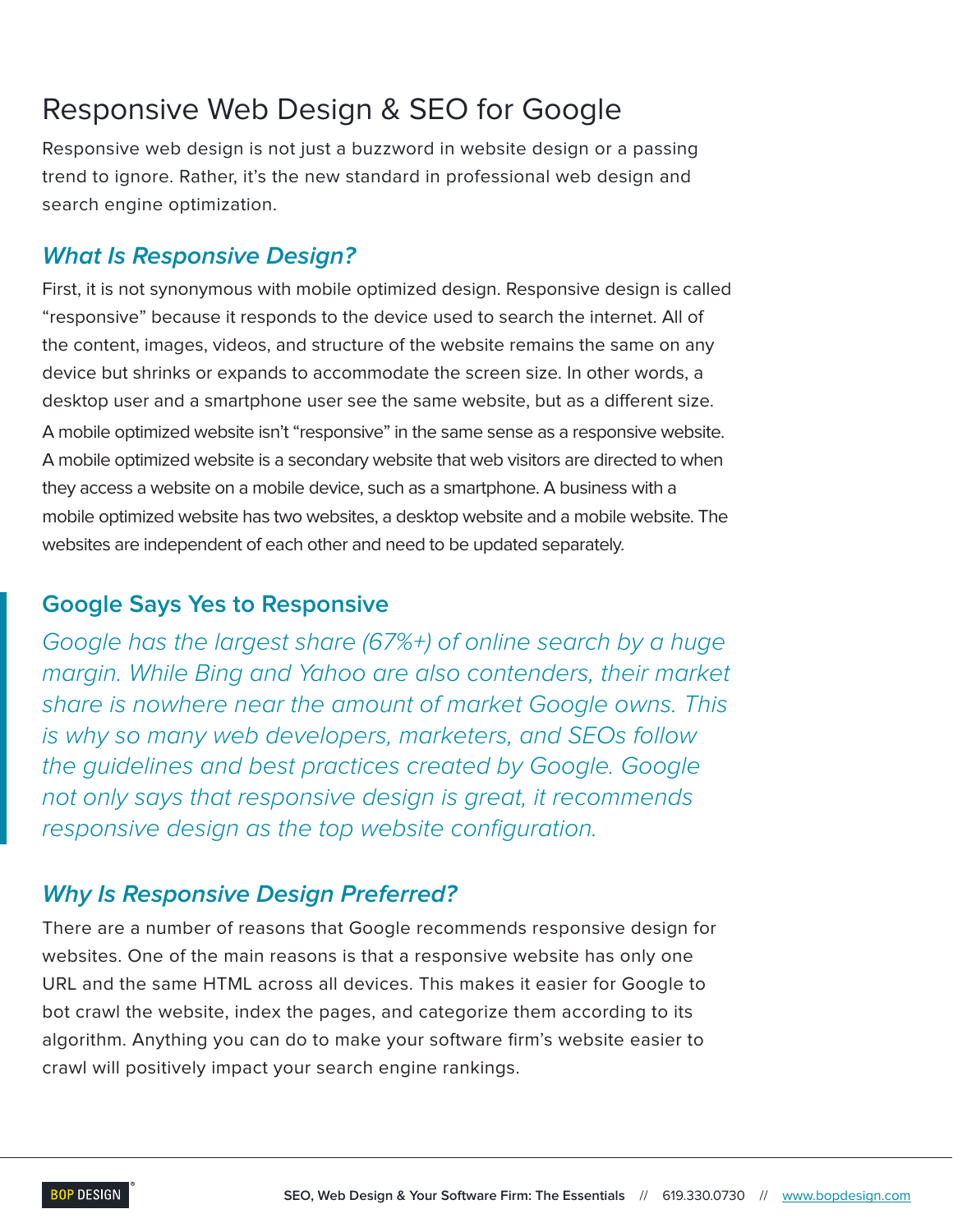# Responsive Web Design & SEO for Google

Responsive web design is not just a buzzword in website design or a passing trend to ignore. Rather, it's the new standard in professional web design and search engine optimization.

## *What Is Responsive Design?*

First, it is not synonymous with mobile optimized design. Responsive design is called "responsive" because it responds to the device used to search the internet. All of the content, images, videos, and structure of the website remains the same on any device but shrinks or expands to accommodate the screen size. In other words, a desktop user and a smartphone user see the same website, but as a different size.

A mobile optimized website isn't "responsive" in the same sense as a responsive website. A mobile optimized website is a secondary website that web visitors are directed to when they access a website on a mobile device, such as a smartphone. A business with a mobile optimized website has two websites, a desktop website and a mobile website. The websites are independent of each other and need to be updated separately.

## Google Says Yes to Responsive

*Google has the largest share (67%+) of online search by a huge margin. While Bing and Yahoo are also contenders, their market share is nowhere near the amount of market Google owns. This is why so many web developers, marketers, and SEOs follow the guidelines and best practices created by Google. Google not only says that responsive design is great, it recommends responsive design as the top website configuration.*

## *Why Is Responsive Design Preferred?*

There are a number of reasons that Google recommends responsive design for websites. One of the main reasons is that a responsive website has only one URL and the same HTML across all devices. This makes it easier for Google to bot crawl the website, index the pages, and categorize them according to its algorithm. Anything you can do to make your software firm's website easier to crawl will positively impact your search engine rankings.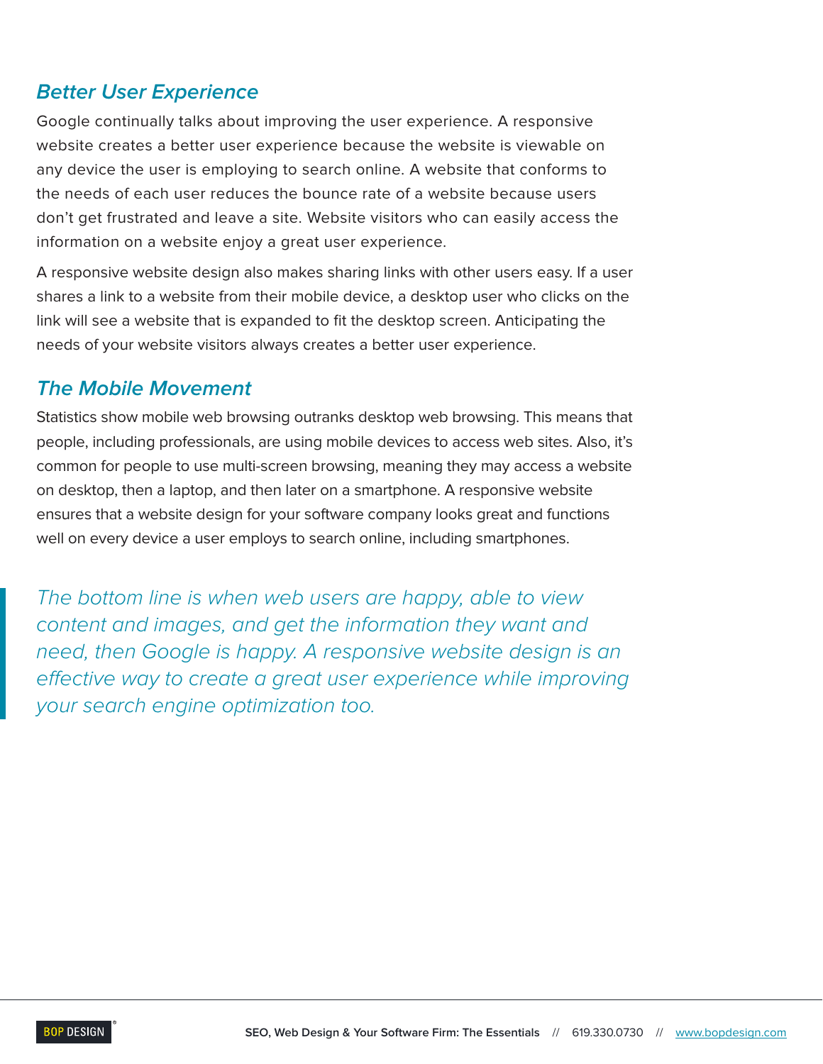### *Better User Experience*

Google continually talks about improving the user experience. A responsive website creates a better user experience because the website is viewable on any device the user is employing to search online. A website that conforms to the needs of each user reduces the bounce rate of a website because users don't get frustrated and leave a site. Website visitors who can easily access the information on a website enjoy a great user experience.

A responsive website design also makes sharing links with other users easy. If a user shares a link to a website from their mobile device, a desktop user who clicks on the link will see a website that is expanded to fit the desktop screen. Anticipating the needs of your website visitors always creates a better user experience.

### *The Mobile Movement*

Statistics show mobile web browsing outranks desktop web browsing. This means that people, including professionals, are using mobile devices to access web sites. Also, it's common for people to use multi-screen browsing, meaning they may access a website on desktop, then a laptop, and then later on a smartphone. A responsive website ensures that a website design for your software company looks great and functions well on every device a user employs to search online, including smartphones.

> *The bottom line is when web users are happy, able to view content and images, and get the information they want and need, then Google is happy. A responsive website design is an effective way to create a great user experience while improving your search engine optimization too.*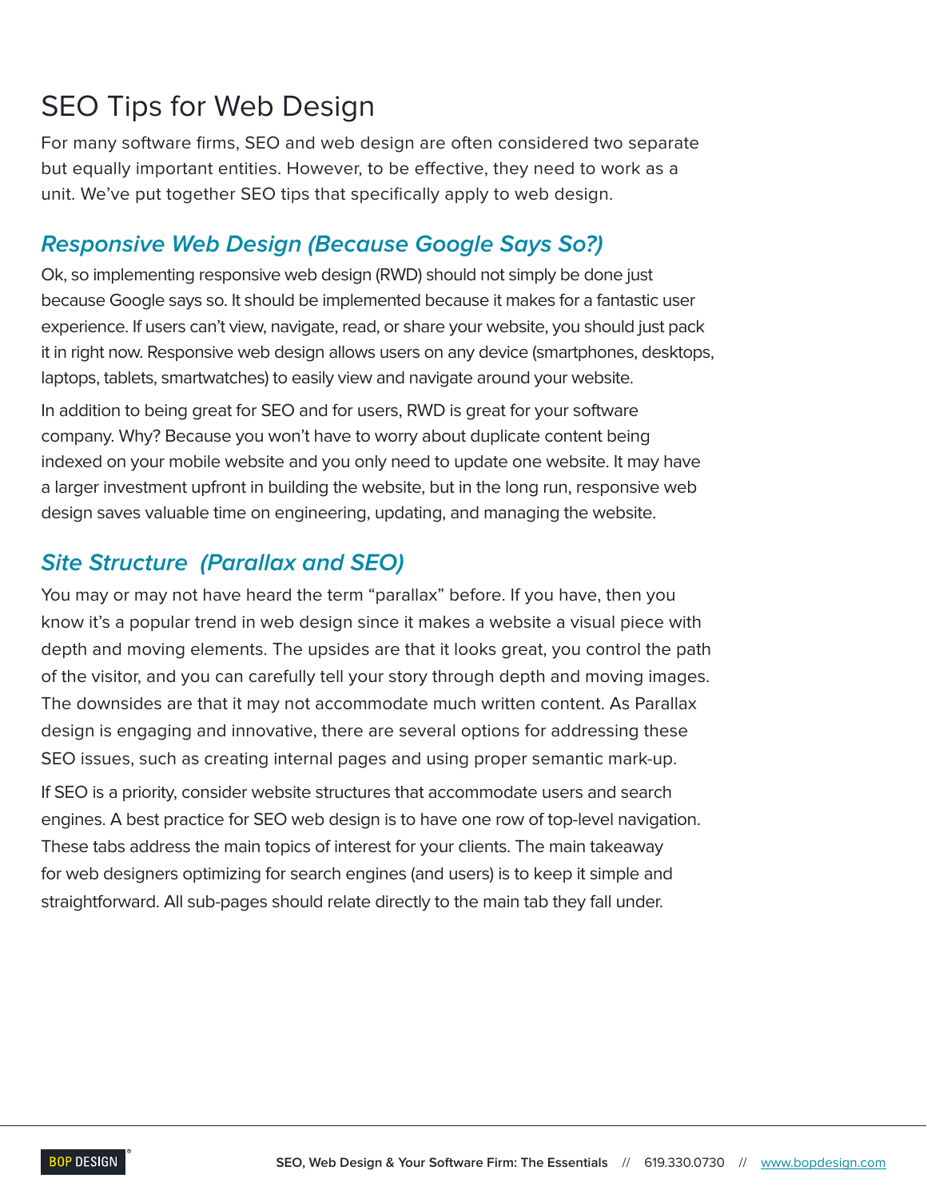# SEO Tips for Web Design

For many software firms, SEO and web design are often considered two separate but equally important entities. However, to be effective, they need to work as a unit. We've put together SEO tips that specifically apply to web design.

## *Responsive Web Design (Because Google Says So?)*

Ok, so implementing responsive web design (RWD) should not simply be done just because Google says so. It should be implemented because it makes for a fantastic user experience. If users can't view, navigate, read, or share your website, you should just pack it in right now. Responsive web design allows users on any device (smartphones, desktops, laptops, tablets, smartwatches) to easily view and navigate around your website.

In addition to being great for SEO and for users, RWD is great for your software company. Why? Because you won't have to worry about duplicate content being indexed on your mobile website and you only need to update one website. It may have a larger investment upfront in building the website, but in the long run, responsive web design saves valuable time on engineering, updating, and managing the website.

## *Site Structure (Parallax and SEO)*

You may or may not have heard the term "parallax" before. If you have, then you know it's a popular trend in web design since it makes a website a visual piece with depth and moving elements. The upsides are that it looks great, you control the path of the visitor, and you can carefully tell your story through depth and moving images. The downsides are that it may not accommodate much written content. As Parallax design is engaging and innovative, there are several options for addressing these SEO issues, such as creating internal pages and using proper semantic mark-up.

If SEO is a priority, consider website structures that accommodate users and search engines. A best practice for SEO web design is to have one row of top-level navigation. These tabs address the main topics of interest for your clients. The main takeaway for web designers optimizing for search engines (and users) is to keep it simple and straightforward. All sub-pages should relate directly to the main tab they fall under.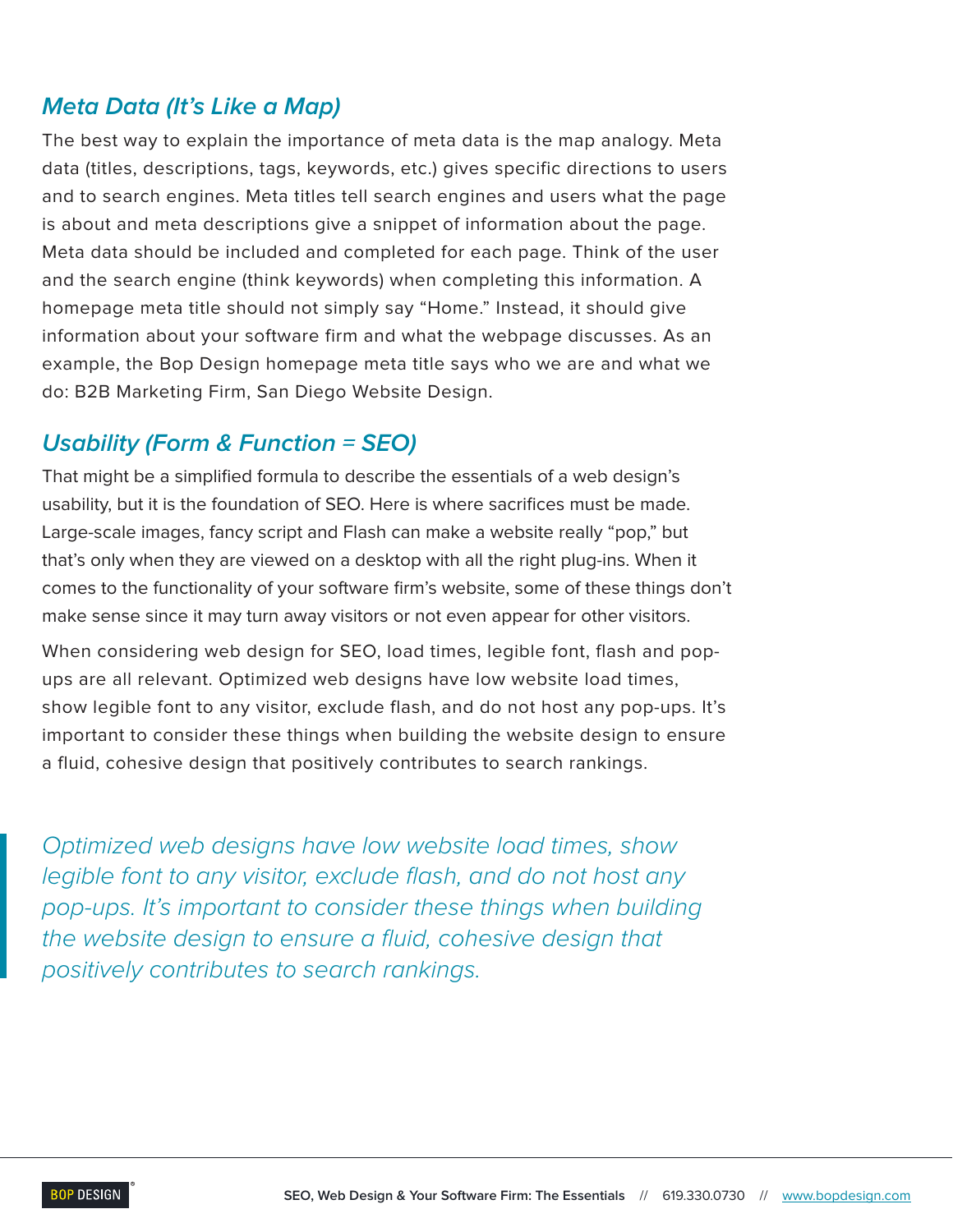### *Meta Data (It's Like a Map)*

The best way to explain the importance of meta data is the map analogy. Meta data (titles, descriptions, tags, keywords, etc.) gives specific directions to users and to search engines. Meta titles tell search engines and users what the page is about and meta descriptions give a snippet of information about the page. Meta data should be included and completed for each page. Think of the user and the search engine (think keywords) when completing this information. A homepage meta title should not simply say "Home." Instead, it should give information about your software firm and what the webpage discusses. As an example, the Bop Design homepage meta title says who we are and what we do: B2B Marketing Firm, San Diego Website Design.

### *Usability (Form & Function = SEO)*

That might be a simplified formula to describe the essentials of a web design's usability, but it is the foundation of SEO. Here is where sacrifices must be made. Large-scale images, fancy script and Flash can make a website really "pop," but that's only when they are viewed on a desktop with all the right plug-ins. When it comes to the functionality of your software firm's website, some of these things don't make sense since it may turn away visitors or not even appear for other visitors.

When considering web design for SEO, load times, legible font, flash and pop-ups are all relevant. Optimized web designs have low website load times, show legible font to any visitor, exclude flash, and do not host any pop-ups. It's important to consider these things when building the website design to ensure a fluid, cohesive design that positively contributes to search rankings.

> *Optimized web designs have low website load times, show legible font to any visitor, exclude flash, and do not host any pop-ups. It's important to consider these things when building the website design to ensure a fluid, cohesive design that positively contributes to search rankings.*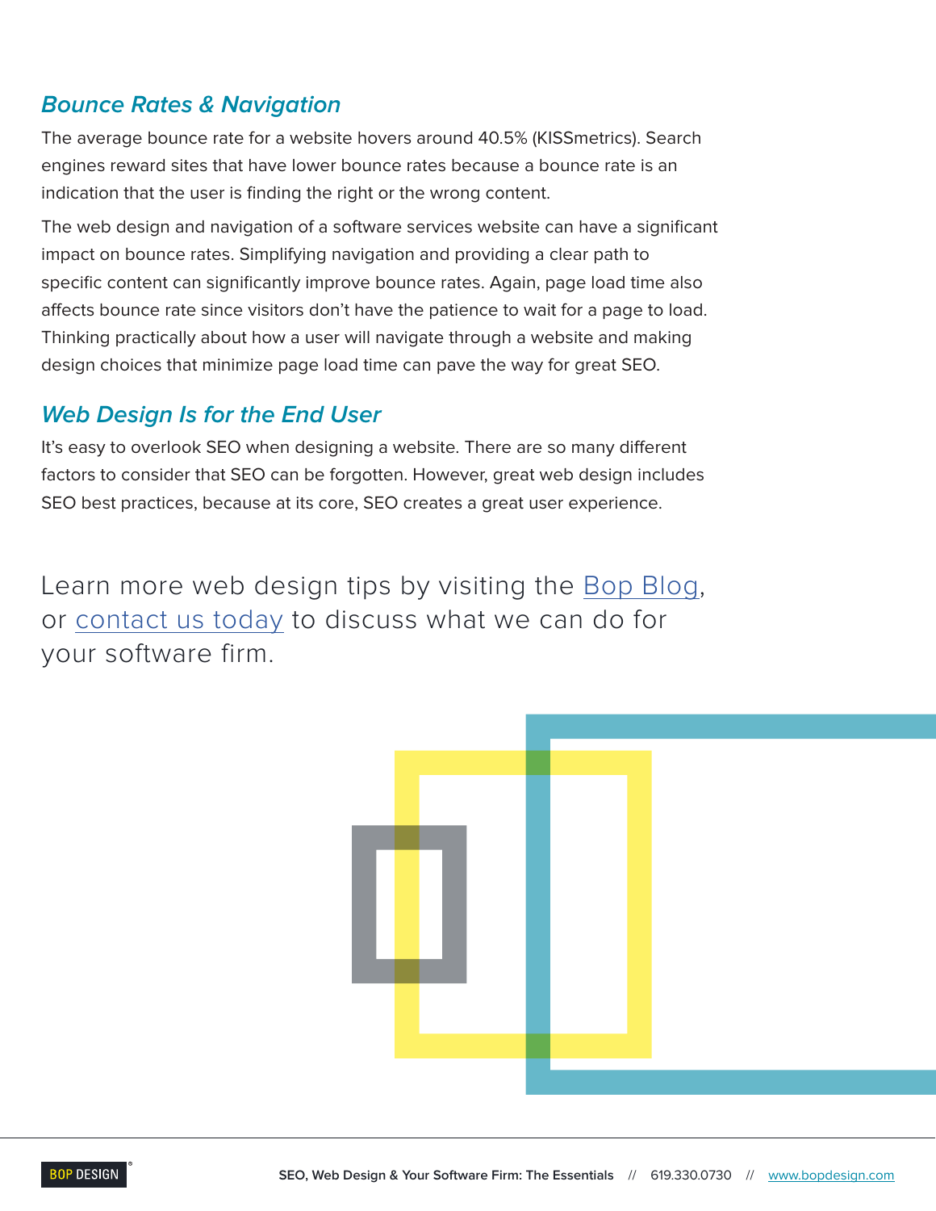### *Bounce Rates & Navigation*

The average bounce rate for a website hovers around 40.5% (KISSmetrics). Search engines reward sites that have lower bounce rates because a bounce rate is an indication that the user is finding the right or the wrong content.

The web design and navigation of a software services website can have a significant impact on bounce rates. Simplifying navigation and providing a clear path to specific content can significantly improve bounce rates. Again, page load time also affects bounce rate since visitors don't have the patience to wait for a page to load. Thinking practically about how a user will navigate through a website and making design choices that minimize page load time can pave the way for great SEO.

### *Web Design Is for the End User*

It's easy to overlook SEO when designing a website. There are so many different factors to consider that SEO can be forgotten. However, great web design includes SEO best practices, because at its core, SEO creates a great user experience.

Learn more web design tips by visiting the Bop Blog, or contact us today to discuss what we can do for your software firm.